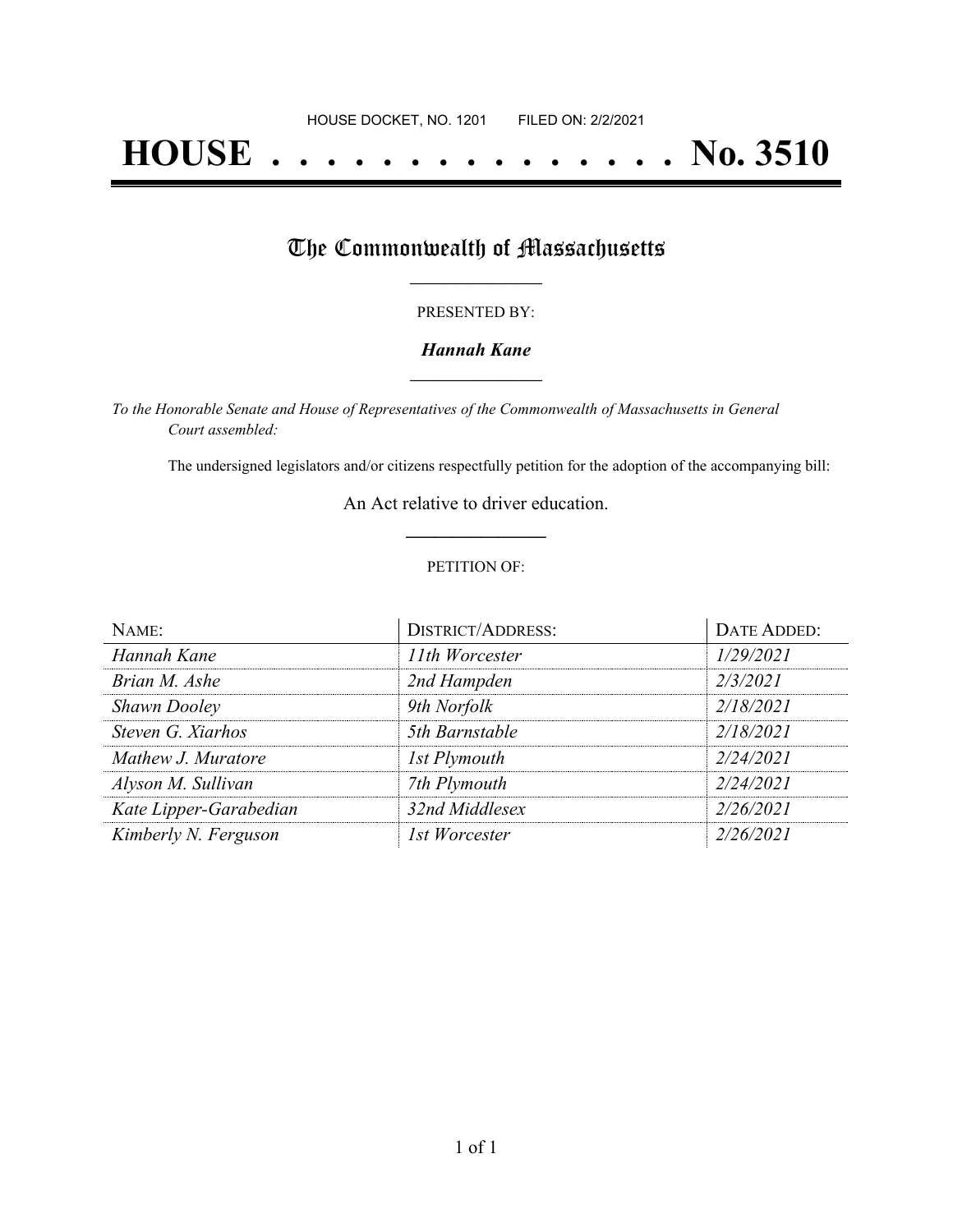HOUSE DOCKET, NO. 1201 FILED ON: 2/2/2021

# HOUSE . . . . . . . . . . . . . . . No. 3510

## The Commonwealth of Massachusetts

PRESENTED BY:

***Hannah Kane***

*To the Honorable Senate and House of Representatives of the Commonwealth of Massachusetts in General Court assembled:*

The undersigned legislators and/or citizens respectfully petition for the adoption of the accompanying bill:

An Act relative to driver education.

PETITION OF:

| NAME: | DISTRICT/ADDRESS: | DATE ADDED: |
|---|---|---|
| *Hannah Kane* | *11th Worcester* | *1/29/2021* |
| *Brian M. Ashe* | *2nd Hampden* | *2/3/2021* |
| *Shawn Dooley* | *9th Norfolk* | *2/18/2021* |
| *Steven G. Xiarhos* | *5th Barnstable* | *2/18/2021* |
| *Mathew J. Muratore* | *1st Plymouth* | *2/24/2021* |
| *Alyson M. Sullivan* | *7th Plymouth* | *2/24/2021* |
| *Kate Lipper-Garabedian* | *32nd Middlesex* | *2/26/2021* |
| *Kimberly N. Ferguson* | *1st Worcester* | *2/26/2021* |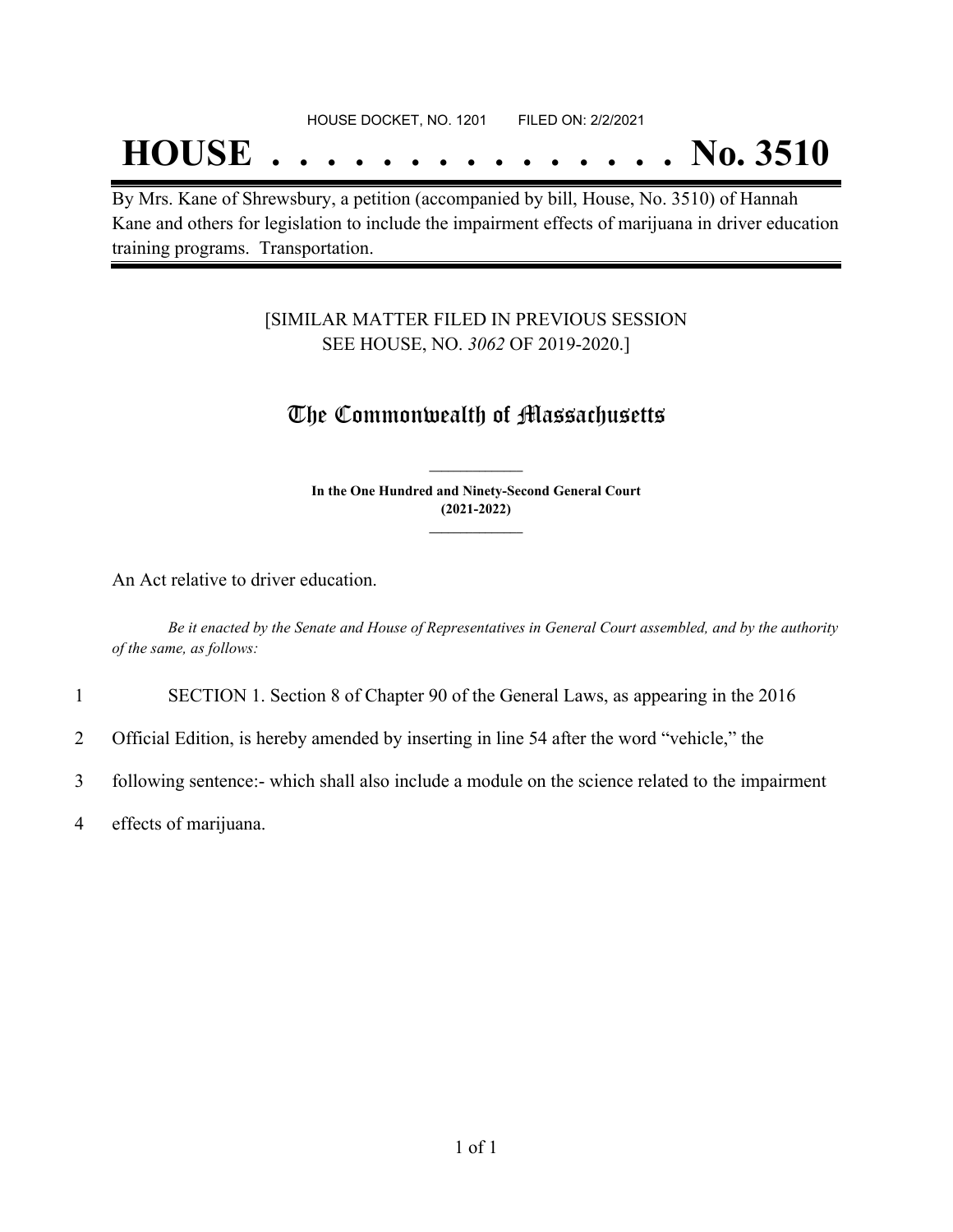HOUSE DOCKET, NO. 1201 FILED ON: 2/2/2021

# HOUSE . . . . . . . . . . . . . . . No. 3510

By Mrs. Kane of Shrewsbury, a petition (accompanied by bill, House, No. 3510) of Hannah Kane and others for legislation to include the impairment effects of marijuana in driver education training programs. Transportation.

[SIMILAR MATTER FILED IN PREVIOUS SESSION SEE HOUSE, NO. *3062* OF 2019-2020.]

## The Commonwealth of Massachusetts

**In the One Hundred and Ninety-Second General Court (2021-2022)**

An Act relative to driver education.

*Be it enacted by the Senate and House of Representatives in General Court assembled, and by the authority of the same, as follows:*

1 SECTION 1. Section 8 of Chapter 90 of the General Laws, as appearing in the 2016
2 Official Edition, is hereby amended by inserting in line 54 after the word "vehicle," the
3 following sentence:- which shall also include a module on the science related to the impairment
4 effects of marijuana.